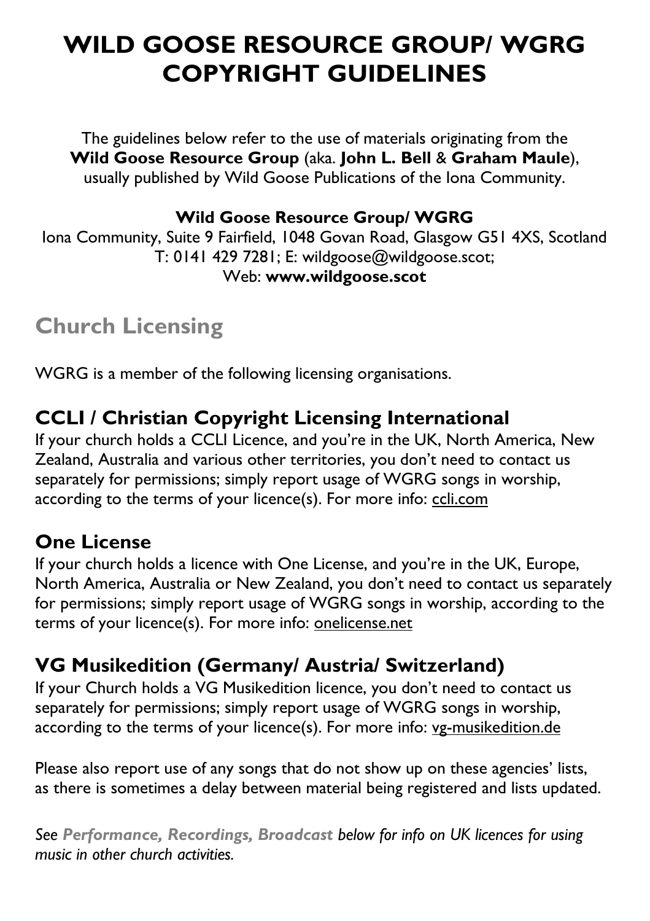# WILD GOOSE RESOURCE GROUP/ WGRG COPYRIGHT GUIDELINES

The guidelines below refer to the use of materials originating from the **Wild Goose Resource Group** (aka. **John L. Bell** & **Graham Maule**), usually published by Wild Goose Publications of the Iona Community.

**Wild Goose Resource Group/ WGRG**
Iona Community, Suite 9 Fairfield, 1048 Govan Road, Glasgow G51 4XS, Scotland
T: 0141 429 7281; E: wildgoose@wildgoose.scot;
Web: **www.wildgoose.scot**

## Church Licensing

WGRG is a member of the following licensing organisations.

### CCLI / Christian Copyright Licensing International

If your church holds a CCLI Licence, and you're in the UK, North America, New Zealand, Australia and various other territories, you don't need to contact us separately for permissions; simply report usage of WGRG songs in worship, according to the terms of your licence(s). For more info: ccli.com

### One License

If your church holds a licence with One License, and you're in the UK, Europe, North America, Australia or New Zealand, you don't need to contact us separately for permissions; simply report usage of WGRG songs in worship, according to the terms of your licence(s). For more info: onelicense.net

### VG Musikedition (Germany/ Austria/ Switzerland)

If your Church holds a VG Musikedition licence, you don't need to contact us separately for permissions; simply report usage of WGRG songs in worship, according to the terms of your licence(s). For more info: vg-musikedition.de

Please also report use of any songs that do not show up on these agencies' lists, as there is sometimes a delay between material being registered and lists updated.

*See **Performance, Recordings, Broadcast** below for info on UK licences for using music in other church activities.*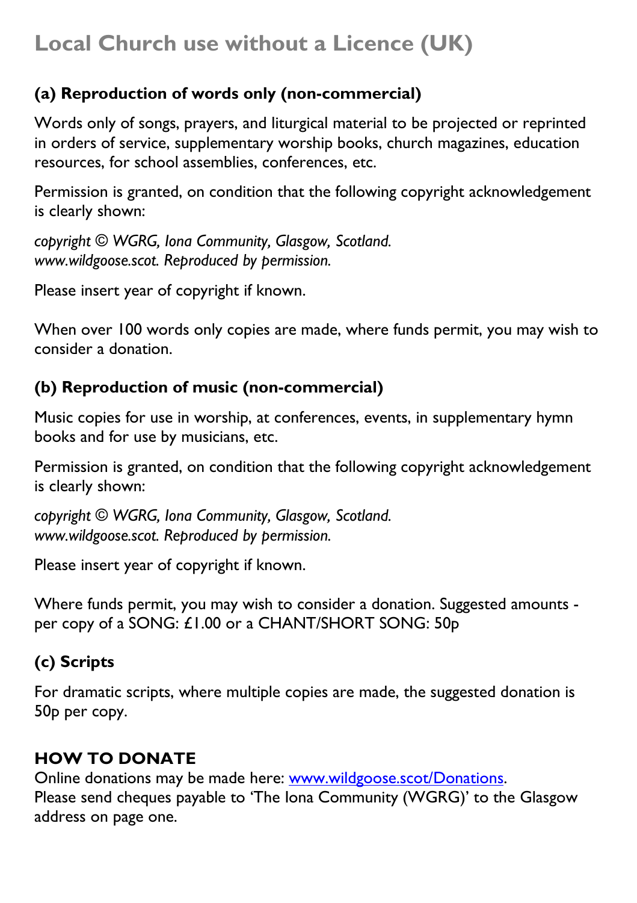# Local Church use without a Licence (UK)

### (a) Reproduction of words only (non-commercial)

Words only of songs, prayers, and liturgical material to be projected or reprinted in orders of service, supplementary worship books, church magazines, education resources, for school assemblies, conferences, etc.

Permission is granted, on condition that the following copyright acknowledgement is clearly shown:

*copyright © WGRG, Iona Community, Glasgow, Scotland.*
*www.wildgoose.scot. Reproduced by permission.*

Please insert year of copyright if known.

When over 100 words only copies are made, where funds permit, you may wish to consider a donation.

### (b) Reproduction of music (non-commercial)

Music copies for use in worship, at conferences, events, in supplementary hymn books and for use by musicians, etc.

Permission is granted, on condition that the following copyright acknowledgement is clearly shown:

*copyright © WGRG, Iona Community, Glasgow, Scotland.*
*www.wildgoose.scot. Reproduced by permission.*

Please insert year of copyright if known.

Where funds permit, you may wish to consider a donation. Suggested amounts - per copy of a SONG: £1.00 or a CHANT/SHORT SONG: 50p

### (c) Scripts

For dramatic scripts, where multiple copies are made, the suggested donation is 50p per copy.

**HOW TO DONATE**
Online donations may be made here: [www.wildgoose.scot/Donations](www.wildgoose.scot/Donations).
Please send cheques payable to 'The Iona Community (WGRG)' to the Glasgow address on page one.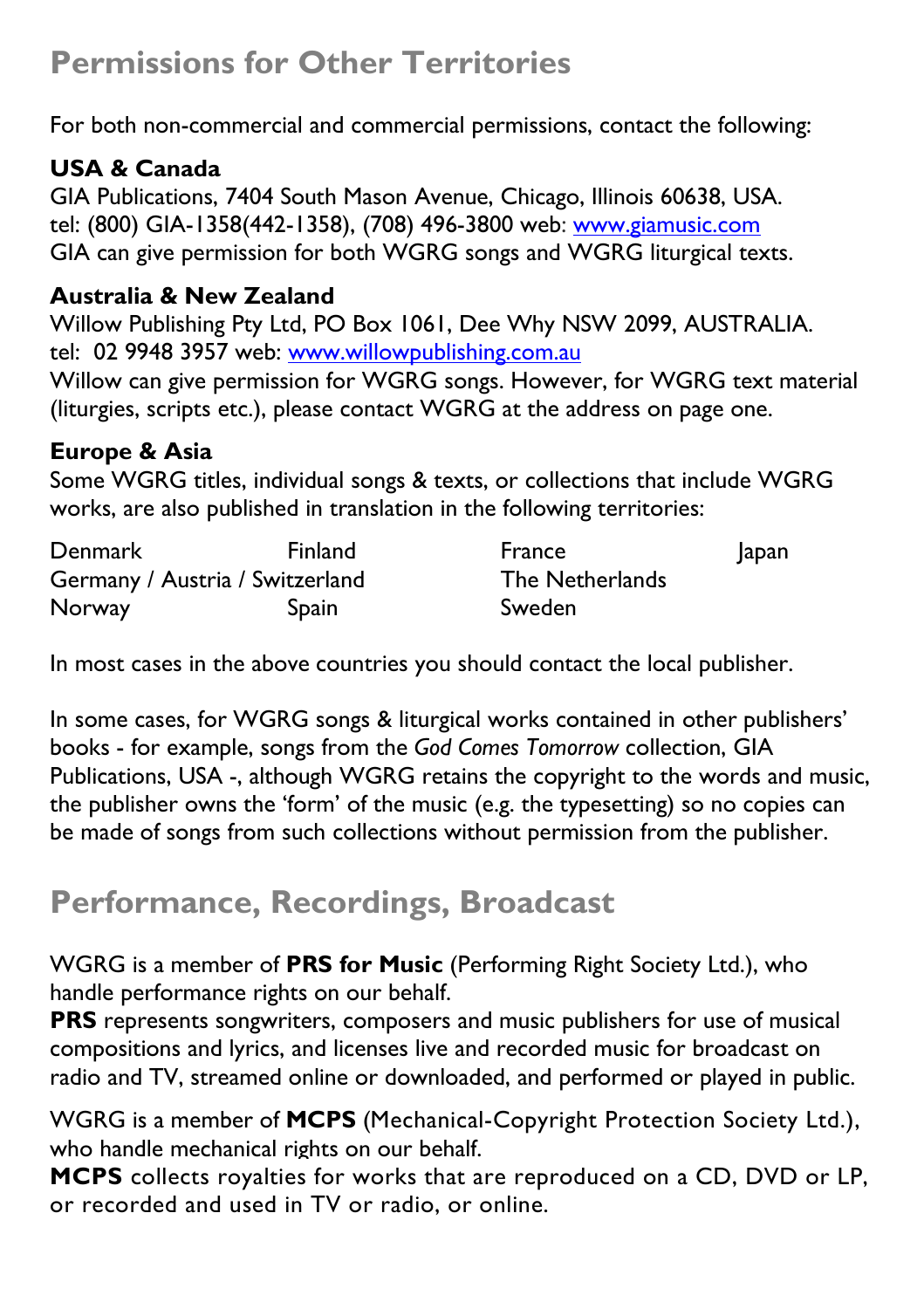## Permissions for Other Territories

For both non-commercial and commercial permissions, contact the following:

**USA & Canada**
GIA Publications, 7404 South Mason Avenue, Chicago, Illinois 60638, USA.
tel: (800) GIA-1358(442-1358), (708) 496-3800 web: [www.giamusic.com](www.giamusic.com)
GIA can give permission for both WGRG songs and WGRG liturgical texts.

**Australia & New Zealand**
Willow Publishing Pty Ltd, PO Box 1061, Dee Why NSW 2099, AUSTRALIA.
tel: 02 9948 3957 web: [www.willowpublishing.com.au](www.willowpublishing.com.au)
Willow can give permission for WGRG songs. However, for WGRG text material (liturgies, scripts etc.), please contact WGRG at the address on page one.

**Europe & Asia**
Some WGRG titles, individual songs & texts, or collections that include WGRG works, are also published in translation in the following territories:

| | | | |
|---|---|---|---|
| Denmark | Finland | France | Japan |
| Germany / Austria / Switzerland | | The Netherlands | |
| Norway | Spain | Sweden | |

In most cases in the above countries you should contact the local publisher.

In some cases, for WGRG songs & liturgical works contained in other publishers' books - for example, songs from the *God Comes Tomorrow* collection, GIA Publications, USA -, although WGRG retains the copyright to the words and music, the publisher owns the 'form' of the music (e.g. the typesetting) so no copies can be made of songs from such collections without permission from the publisher.

## Performance, Recordings, Broadcast

WGRG is a member of **PRS for Music** (Performing Right Society Ltd.), who handle performance rights on our behalf.
**PRS** represents songwriters, composers and music publishers for use of musical compositions and lyrics, and licenses live and recorded music for broadcast on radio and TV, streamed online or downloaded, and performed or played in public.

WGRG is a member of **MCPS** (Mechanical-Copyright Protection Society Ltd.), who handle mechanical rights on our behalf.
**MCPS** collects royalties for works that are reproduced on a CD, DVD or LP, or recorded and used in TV or radio, or online.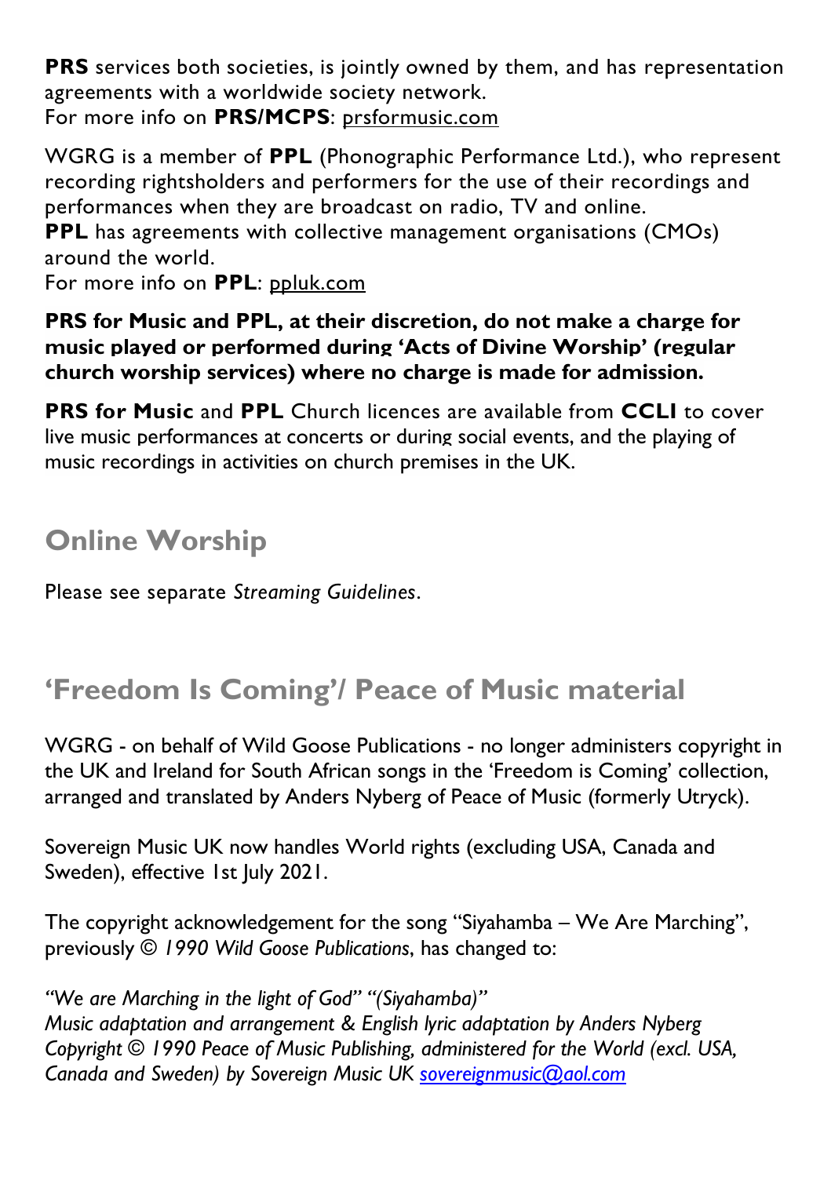**PRS** services both societies, is jointly owned by them, and has representation agreements with a worldwide society network.
For more info on **PRS/MCPS**: prsformusic.com

WGRG is a member of **PPL** (Phonographic Performance Ltd.), who represent recording rightsholders and performers for the use of their recordings and performances when they are broadcast on radio, TV and online.
**PPL** has agreements with collective management organisations (CMOs) around the world.
For more info on **PPL**: ppluk.com

**PRS for Music and PPL, at their discretion, do not make a charge for music played or performed during 'Acts of Divine Worship' (regular church worship services) where no charge is made for admission.**

**PRS for Music** and **PPL** Church licences are available from **CCLI** to cover live music performances at concerts or during social events, and the playing of music recordings in activities on church premises in the UK.

## Online Worship

Please see separate *Streaming Guidelines*.

## 'Freedom Is Coming'/ Peace of Music material

WGRG - on behalf of Wild Goose Publications - no longer administers copyright in the UK and Ireland for South African songs in the 'Freedom is Coming' collection, arranged and translated by Anders Nyberg of Peace of Music (formerly Utryck).

Sovereign Music UK now handles World rights (excluding USA, Canada and Sweden), effective 1st July 2021.

The copyright acknowledgement for the song "Siyahamba – We Are Marching", previously © *1990 Wild Goose Publications*, has changed to:

*"We are Marching in the light of God" "(Siyahamba)"*
*Music adaptation and arrangement & English lyric adaptation by Anders Nyberg*
*Copyright © 1990 Peace of Music Publishing, administered for the World (excl. USA, Canada and Sweden) by Sovereign Music UK sovereignmusic@aol.com*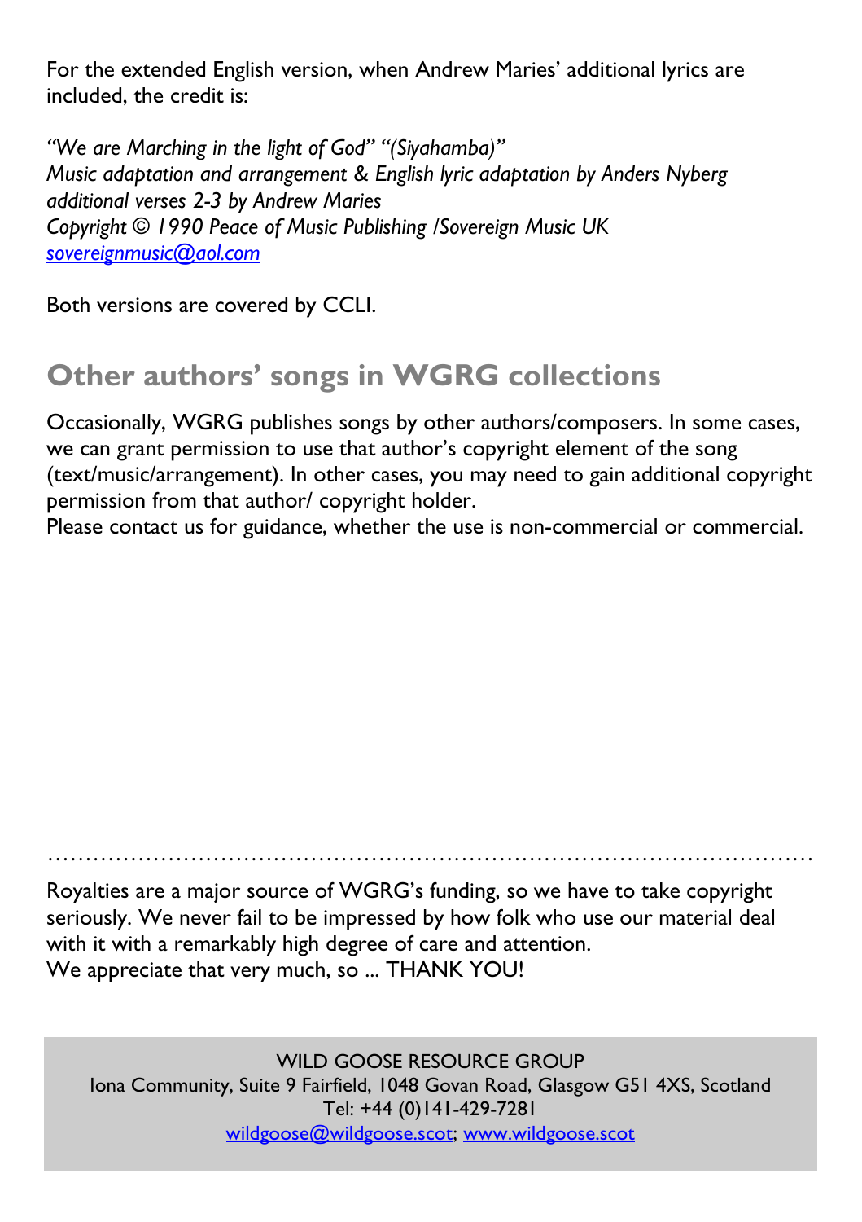For the extended English version, when Andrew Maries' additional lyrics are included, the credit is:

*"We are Marching in the light of God" "(Siyahamba)"*
*Music adaptation and arrangement & English lyric adaptation by Anders Nyberg*
*additional verses 2-3 by Andrew Maries*
*Copyright © 1990 Peace of Music Publishing /Sovereign Music UK*
*sovereignmusic@aol.com*

Both versions are covered by CCLI.

## Other authors' songs in WGRG collections

Occasionally, WGRG publishes songs by other authors/composers. In some cases, we can grant permission to use that author's copyright element of the song (text/music/arrangement). In other cases, you may need to gain additional copyright permission from that author/ copyright holder.
Please contact us for guidance, whether the use is non-commercial or commercial.

…………………………………………………………………………………………

Royalties are a major source of WGRG's funding, so we have to take copyright seriously. We never fail to be impressed by how folk who use our material deal with it with a remarkably high degree of care and attention.
We appreciate that very much, so ... THANK YOU!

WILD GOOSE RESOURCE GROUP
Iona Community, Suite 9 Fairfield, 1048 Govan Road, Glasgow G51 4XS, Scotland
Tel: +44 (0)141-429-7281
wildgoose@wildgoose.scot; www.wildgoose.scot